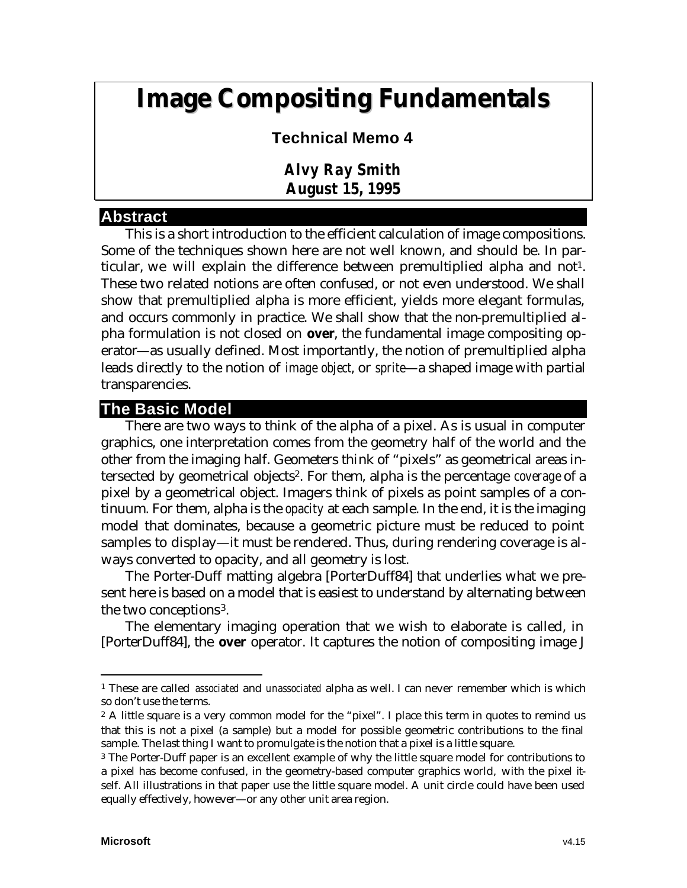# Image Compositing Fundamentals

**Technical Memo 4**

**Alvy Ray Smith**
**August 15, 1995**

## Abstract

This is a short introduction to the efficient calculation of image compositions. Some of the techniques shown here are not well known, and should be. In particular, we will explain the difference between premultiplied alpha and not[1]. These two related notions are often confused, or not even understood. We shall show that premultiplied alpha is more efficient, yields more elegant formulas, and occurs commonly in practice. We shall show that the non-premultiplied alpha formulation is not closed on **over**, the fundamental image compositing operator—as usually defined. Most importantly, the notion of premultiplied alpha leads directly to the notion of *image object*, or *sprite*—a shaped image with partial transparencies.

## The Basic Model

There are two ways to think of the alpha of a pixel. As is usual in computer graphics, one interpretation comes from the geometry half of the world and the other from the imaging half. Geometers think of "pixels" as geometrical areas intersected by geometrical objects[2]. For them, alpha is the percentage *coverage* of a pixel by a geometrical object. Imagers think of pixels as point samples of a continuum. For them, alpha is the *opacity* at each sample. In the end, it is the imaging model that dominates, because a geometric picture must be reduced to point samples to display—it must be rendered. Thus, during rendering coverage is always converted to opacity, and all geometry is lost.

The Porter-Duff matting algebra [PorterDuff84] that underlies what we present here is based on a model that is easiest to understand by alternating between the two conceptions[3].

The elementary imaging operation that we wish to elaborate is called, in [PorterDuff84], the **over** operator. It captures the notion of compositing image J

---

[1] These are called *associated* and *unassociated* alpha as well. I can never remember which is which so don't use the terms.

[2] A little square is a very common model for the "pixel". I place this term in quotes to remind us that this is not a pixel (a sample) but a model for possible geometric contributions to the final sample. The last thing I want to promulgate is the notion that a pixel is a little square.

[3] The Porter-Duff paper is an excellent example of why the little square model for contributions to a pixel has become confused, in the geometry-based computer graphics world, with the pixel itself. All illustrations in that paper use the little square model. A unit circle could have been used equally effectively, however—or any other unit area region.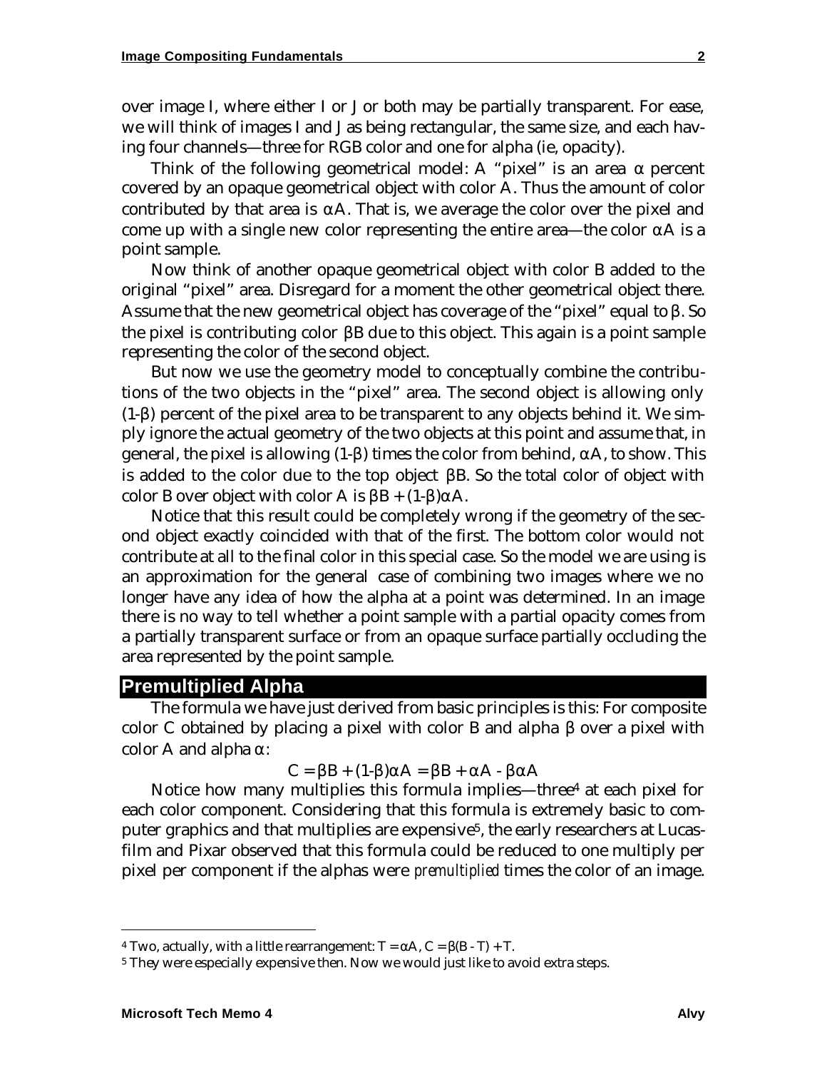over image I, where either I or J or both may be partially transparent. For ease, we will think of images I and J as being rectangular, the same size, and each having four channels—three for RGB color and one for alpha (ie, opacity).

Think of the following geometrical model: A "pixel" is an area $\alpha$ percent covered by an opaque geometrical object with color A. Thus the amount of color contributed by that area is $\alpha A$. That is, we average the color over the pixel and come up with a single new color representing the entire area—the color $\alpha A$ is a point sample.

Now think of another opaque geometrical object with color B added to the original "pixel" area. Disregard for a moment the other geometrical object there. Assume that the new geometrical object has coverage of the "pixel" equal to $\beta$. So the pixel is contributing color $\beta B$ due to this object. This again is a point sample representing the color of the second object.

But now we use the geometry model to conceptually combine the contributions of the two objects in the "pixel" area. The second object is allowing only $(1-\beta)$ percent of the pixel area to be transparent to any objects behind it. We simply ignore the actual geometry of the two objects at this point and assume that, in general, the pixel is allowing $(1-\beta)$ times the color from behind, $\alpha A$, to show. This is added to the color due to the top object $\beta B$. So the total color of object with color B over object with color A is $\beta B + (1-\beta)\alpha A$.

Notice that this result could be completely wrong if the geometry of the second object exactly coincided with that of the first. The bottom color would not contribute at all to the final color in this special case. So the model we are using is an approximation for the general case of combining two images where we no longer have any idea of how the alpha at a point was determined. In an image there is no way to tell whether a point sample with a partial opacity comes from a partially transparent surface or from an opaque surface partially occluding the area represented by the point sample.

## Premultiplied Alpha

The formula we have just derived from basic principles is this: For composite color C obtained by placing a pixel with color B and alpha $\beta$ over a pixel with color A and alpha $\alpha$:

$$C = \beta B + (1-\beta)\alpha A = \beta B + \alpha A - \beta\alpha A$$

Notice how many multiplies this formula implies—three[4] at each pixel for each color component. Considering that this formula is extremely basic to computer graphics and that multiplies are expensive[5], the early researchers at Lucasfilm and Pixar observed that this formula could be reduced to one multiply per pixel per component if the alphas were *premultiplied* times the color of an image.

---

[4] Two, actually, with a little rearrangement: $T = \alpha A$, $C = \beta(B - T) + T$.

[5] They were especially expensive then. Now we would just like to avoid extra steps.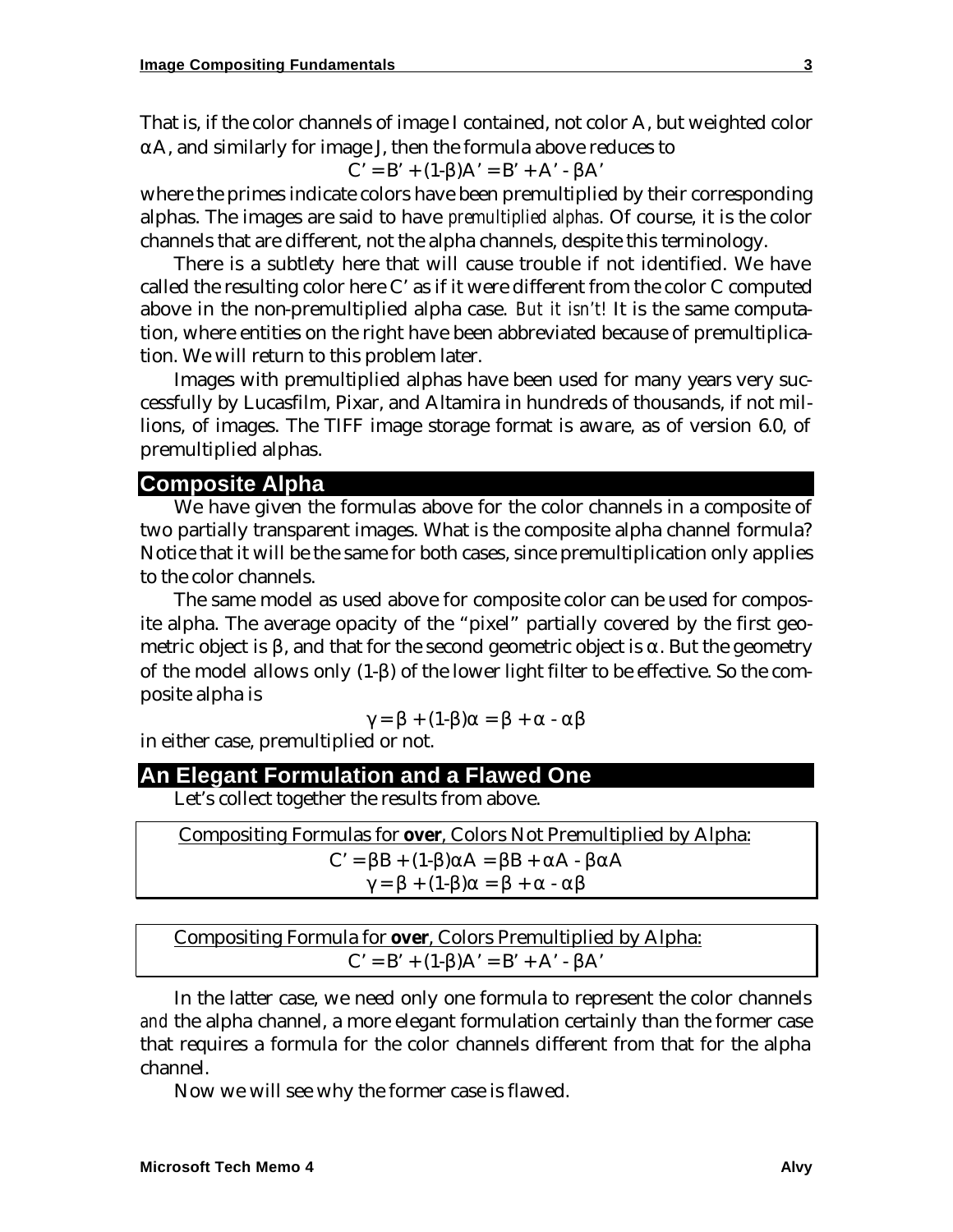That is, if the color channels of image I contained, not color A, but weighted color $\alpha A$, and similarly for image J, then the formula above reduces to

$$C' = B' + (1-\beta)A' = B' + A' - \beta A'$$

where the primes indicate colors have been premultiplied by their corresponding alphas. The images are said to have *premultiplied alphas*. Of course, it is the color channels that are different, not the alpha channels, despite this terminology.

There is a subtlety here that will cause trouble if not identified. We have called the resulting color here C' as if it were different from the color C computed above in the non-premultiplied alpha case. *But it isn't!* It is the same computation, where entities on the right have been abbreviated because of premultiplication. We will return to this problem later.

Images with premultiplied alphas have been used for many years very successfully by Lucasfilm, Pixar, and Altamira in hundreds of thousands, if not millions, of images. The TIFF image storage format is aware, as of version 6.0, of premultiplied alphas.

## Composite Alpha

We have given the formulas above for the color channels in a composite of two partially transparent images. What is the composite alpha channel formula? Notice that it will be the same for both cases, since premultiplication only applies to the color channels.

The same model as used above for composite color can be used for composite alpha. The average opacity of the "pixel" partially covered by the first geometric object is $\beta$, and that for the second geometric object is $\alpha$. But the geometry of the model allows only $(1-\beta)$ of the lower light filter to be effective. So the composite alpha is

$$\gamma = \beta + (1-\beta)\alpha = \beta + \alpha - \alpha\beta$$

in either case, premultiplied or not.

## An Elegant Formulation and a Flawed One

Let's collect together the results from above.

Compositing Formulas for **over**, Colors Not Premultiplied by Alpha:

$$C' = \beta B + (1-\beta)\alpha A = \beta B + \alpha A - \beta\alpha A$$

$$\gamma = \beta + (1-\beta)\alpha = \beta + \alpha - \alpha\beta$$

Compositing Formula for **over**, Colors Premultiplied by Alpha:

$$C' = B' + (1-\beta)A' = B' + A' - \beta A'$$

In the latter case, we need only one formula to represent the color channels *and* the alpha channel, a more elegant formulation certainly than the former case that requires a formula for the color channels different from that for the alpha channel.

Now we will see why the former case is flawed.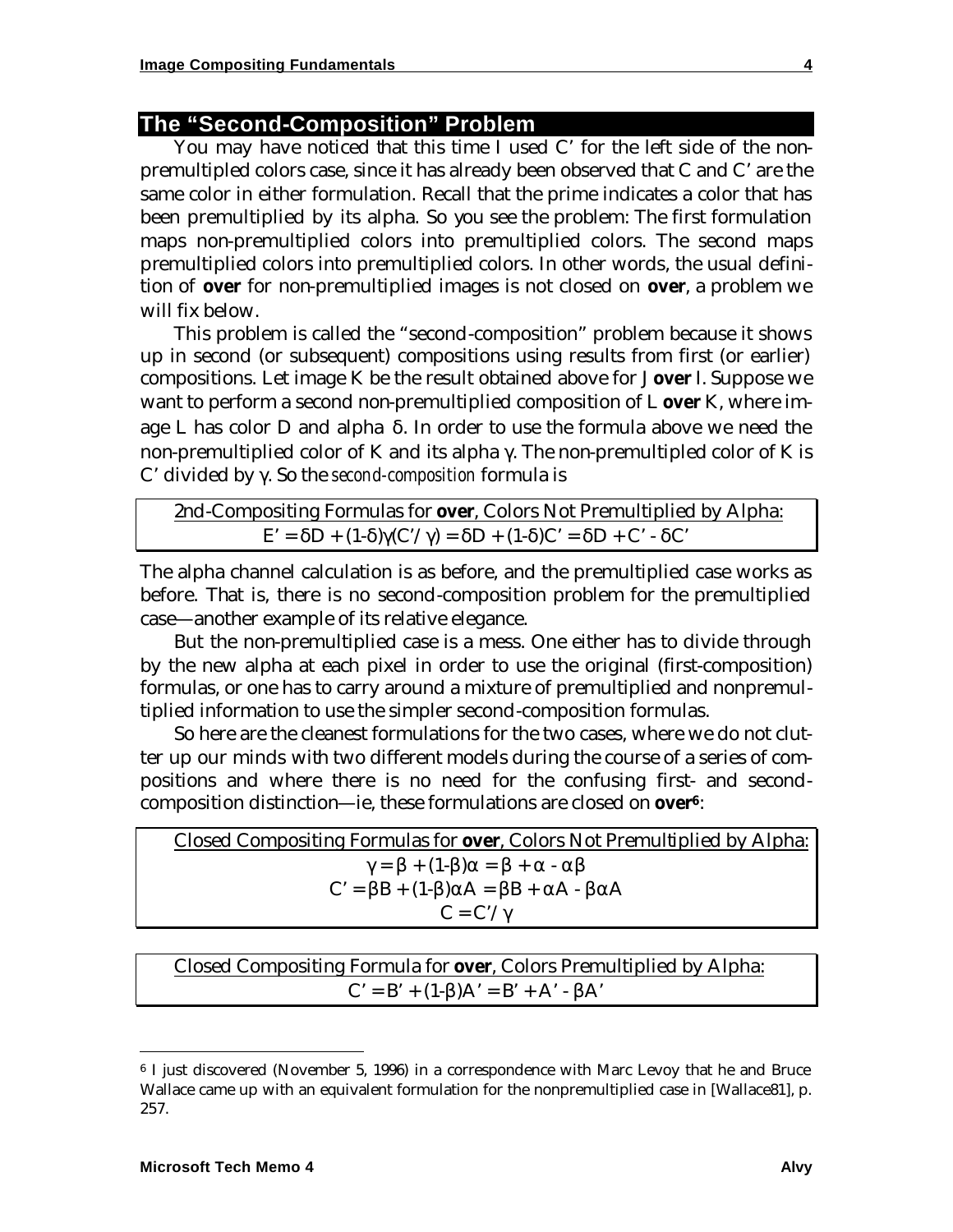## The "Second-Composition" Problem

You may have noticed that this time I used $C'$ for the left side of the non-premultipled colors case, since it has already been observed that $C$ and $C'$ are the same color in either formulation. Recall that the prime indicates a color that has been premultiplied by its alpha. So you see the problem: The first formulation maps non-premultiplied colors into premultiplied colors. The second maps premultiplied colors into premultiplied colors. In other words, the usual definition of **over** for non-premultiplied images is not closed on **over**, a problem we will fix below.

This problem is called the "second-composition" problem because it shows up in second (or subsequent) compositions using results from first (or earlier) compositions. Let image K be the result obtained above for J **over** I. Suppose we want to perform a second non-premultiplied composition of L **over** K, where image L has color D and alpha $\delta$. In order to use the formula above we need the non-premultiplied color of K and its alpha $\gamma$. The non-premultipled color of K is $C'$ divided by $\gamma$. So the *second-composition* formula is

2nd-Compositing Formulas for **over**, Colors Not Premultiplied by Alpha:

$$E' = \delta D + (1-\delta)\gamma(C'/\gamma) = \delta D + (1-\delta)C' = \delta D + C' - \delta C'$$

The alpha channel calculation is as before, and the premultiplied case works as before. That is, there is no second-composition problem for the premultiplied case—another example of its relative elegance.

But the non-premultiplied case is a mess. One either has to divide through by the new alpha at each pixel in order to use the original (first-composition) formulas, or one has to carry around a mixture of premultiplied and nonpremultiplied information to use the simpler second-composition formulas.

So here are the cleanest formulations for the two cases, where we do not clutter up our minds with two different models during the course of a series of compositions and where there is no need for the confusing first- and second-composition distinction—ie, these formulations are closed on **over**[6]:

Closed Compositing Formulas for **over**, Colors Not Premultiplied by Alpha:

$$\gamma = \beta + (1-\beta)\alpha = \beta + \alpha - \alpha\beta$$

$$C' = \beta B + (1-\beta)\alpha A = \beta B + \alpha A - \beta\alpha A$$

$$C = C'/\gamma$$

Closed Compositing Formula for **over**, Colors Premultiplied by Alpha:

$$C' = B' + (1-\beta)A' = B' + A' - \beta A'$$

[6] I just discovered (November 5, 1996) in a correspondence with Marc Levoy that he and Bruce Wallace came up with an equivalent formulation for the nonpremultiplied case in [Wallace81], p. 257.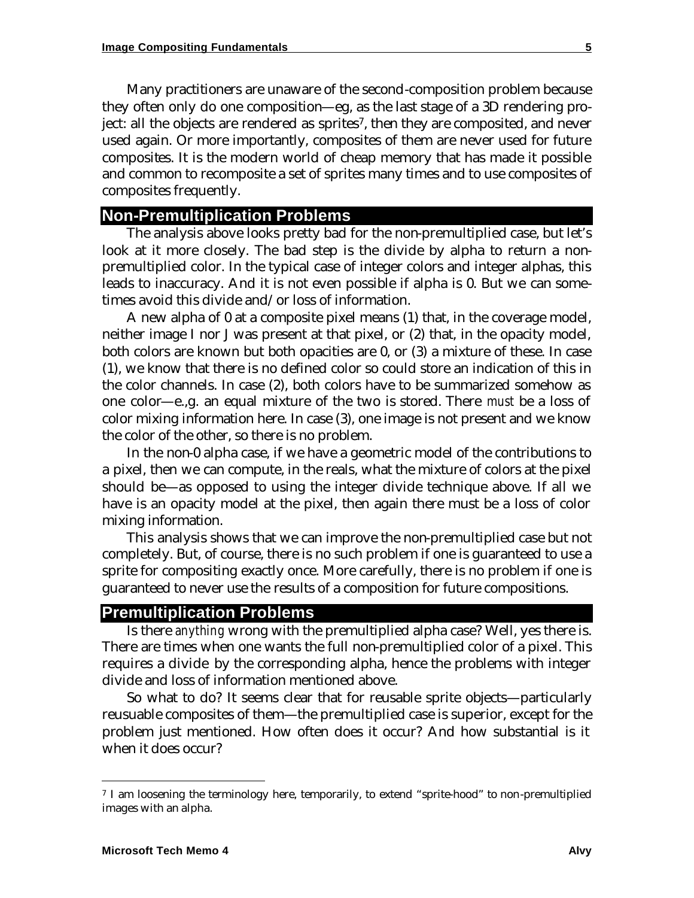Many practitioners are unaware of the second-composition problem because they often only do one composition—eg, as the last stage of a 3D rendering project: all the objects are rendered as sprites[7], then they are composited, and never used again. Or more importantly, composites of them are never used for future composites. It is the modern world of cheap memory that has made it possible and common to recomposite a set of sprites many times and to use composites of composites frequently.

## Non-Premultiplication Problems

The analysis above looks pretty bad for the non-premultiplied case, but let's look at it more closely. The bad step is the divide by alpha to return a non-premultiplied color. In the typical case of integer colors and integer alphas, this leads to inaccuracy. And it is not even possible if alpha is 0. But we can sometimes avoid this divide and/or loss of information.

A new alpha of 0 at a composite pixel means (1) that, in the coverage model, neither image I nor J was present at that pixel, or (2) that, in the opacity model, both colors are known but both opacities are 0, or (3) a mixture of these. In case (1), we know that there is no defined color so could store an indication of this in the color channels. In case (2), both colors have to be summarized somehow as one color—e.,g. an equal mixture of the two is stored. There *must* be a loss of color mixing information here. In case (3), one image is not present and we know the color of the other, so there is no problem.

In the non-0 alpha case, if we have a geometric model of the contributions to a pixel, then we can compute, in the reals, what the mixture of colors at the pixel should be—as opposed to using the integer divide technique above. If all we have is an opacity model at the pixel, then again there must be a loss of color mixing information.

This analysis shows that we can improve the non-premultiplied case but not completely. But, of course, there is no such problem if one is guaranteed to use a sprite for compositing exactly once. More carefully, there is no problem if one is guaranteed to never use the results of a composition for future compositions.

## Premultiplication Problems

Is there *anything* wrong with the premultiplied alpha case? Well, yes there is. There are times when one wants the full non-premultiplied color of a pixel. This requires a divide by the corresponding alpha, hence the problems with integer divide and loss of information mentioned above.

So what to do? It seems clear that for reusable sprite objects—particularly reusuable composites of them—the premultiplied case is superior, except for the problem just mentioned. How often does it occur? And how substantial is it when it does occur?

---

[7] I am loosening the terminology here, temporarily, to extend "sprite-hood" to non-premultiplied images with an alpha.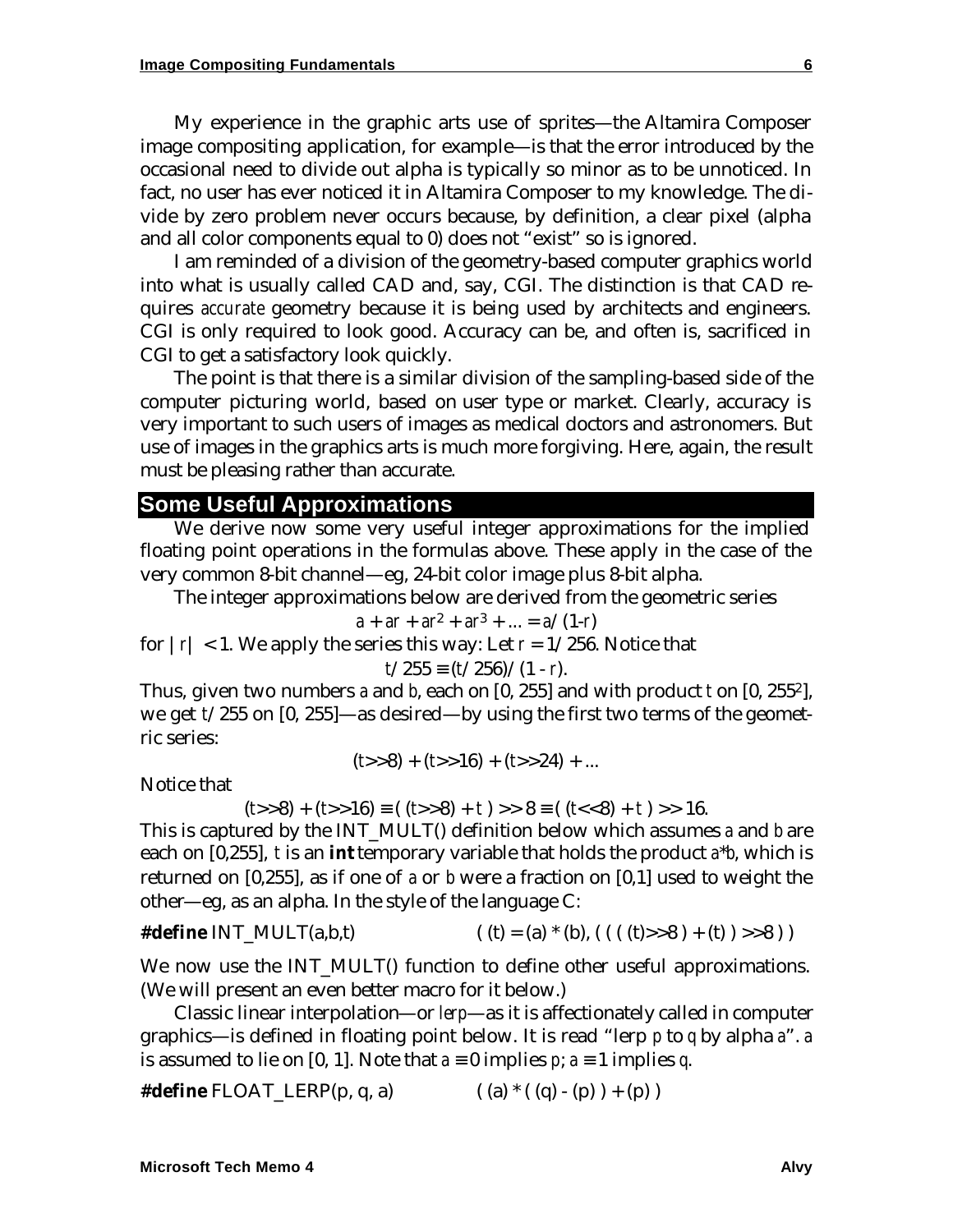My experience in the graphic arts use of sprites—the Altamira Composer image compositing application, for example—is that the error introduced by the occasional need to divide out alpha is typically so minor as to be unnoticed. In fact, no user has ever noticed it in Altamira Composer to my knowledge. The divide by zero problem never occurs because, by definition, a clear pixel (alpha and all color components equal to 0) does not "exist" so is ignored.

I am reminded of a division of the geometry-based computer graphics world into what is usually called CAD and, say, CGI. The distinction is that CAD requires *accurate* geometry because it is being used by architects and engineers. CGI is only required to look good. Accuracy can be, and often is, sacrificed in CGI to get a satisfactory look quickly.

The point is that there is a similar division of the sampling-based side of the computer picturing world, based on user type or market. Clearly, accuracy is very important to such users of images as medical doctors and astronomers. But use of images in the graphics arts is much more forgiving. Here, again, the result must be pleasing rather than accurate.

## Some Useful Approximations

We derive now some very useful integer approximations for the implied floating point operations in the formulas above. These apply in the case of the very common 8-bit channel—eg, 24-bit color image plus 8-bit alpha.

The integer approximations below are derived from the geometric series

$$a + ar + ar^2 + ar^3 + ... = a/(1-r)$$

for $|r| < 1$. We apply the series this way: Let $r = 1/256$. Notice that

$$t/255 \equiv (t/256)/(1 - r).$$

Thus, given two numbers $a$ and $b$, each on [0, 255] and with product $t$ on [0, $255^2$], we get $t/255$ on [0, 255]—as desired—by using the first two terms of the geometric series:

$$(t{>>}8) + (t{>>}16) + (t{>>}24) + ...$$

Notice that

$$(t{>>}8) + (t{>>}16) \equiv ( (t{>>}8) + t ) >> 8 \equiv ( (t{<<}8) + t ) >> 16.$$

This is captured by the INT_MULT() definition below which assumes $a$ and $b$ are each on [0,255], $t$ is an **int** temporary variable that holds the product $a$*$b$, which is returned on [0,255], as if one of $a$ or $b$ were a fraction on [0,1] used to weight the other—eg, as an alpha. In the style of the language C:

```
#define INT_MULT(a,b,t)          ( (t) = (a) * (b), ( ( ( (t)>>8 ) + (t) ) >>8 ) )
```

We now use the INT_MULT() function to define other useful approximations. (We will present an even better macro for it below.)

Classic linear interpolation—or *lerp*—as it is affectionately called in computer graphics—is defined in floating point below. It is read "lerp $p$ to $q$ by alpha $a$". $a$ is assumed to lie on [0, 1]. Note that $a \equiv 0$ implies $p$; $a \equiv 1$ implies $q$.

```
#define FLOAT_LERP(p, q, a)          ( (a) * ( (q) - (p) ) + (p) )
```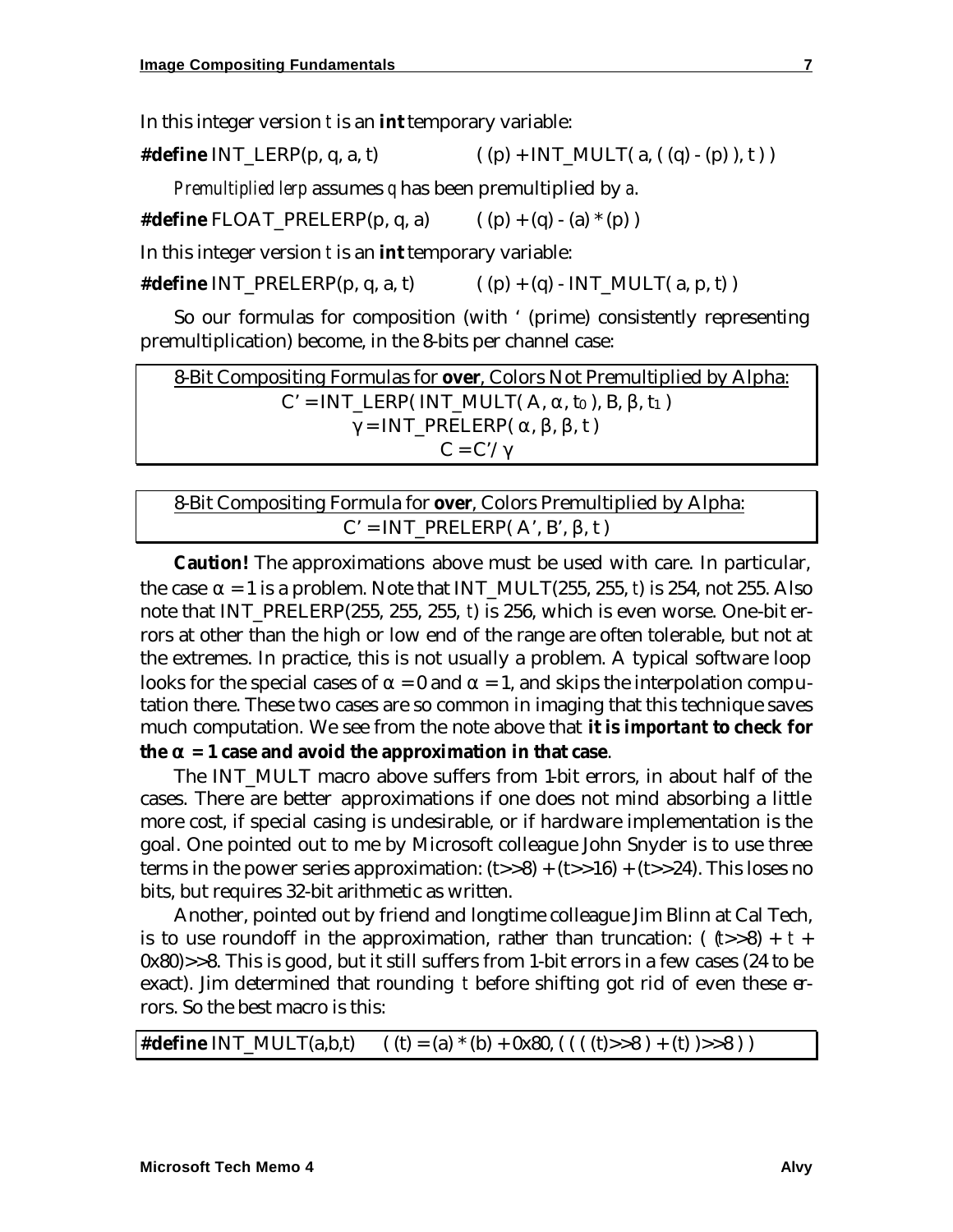In this integer version *t* is an **int** temporary variable:

```
#define INT_LERP(p, q, a, t)          ( (p) + INT_MULT( a, ( (q) - (p) ), t ) )
```

*Premultiplied lerp* assumes *q* has been premultiplied by *a*.

```
#define FLOAT_PRELERP(p, q, a)        ( (p) + (q) - (a) * (p) )
```

In this integer version *t* is an **int** temporary variable:

```
#define INT_PRELERP(p, q, a, t)       ( (p) + (q) - INT_MULT( a, p, t) )
```

So our formulas for composition (with ' (prime) consistently representing premultiplication) become, in the 8-bits per channel case:

| 8-Bit Compositing Formulas for **over**, Colors Not Premultiplied by Alpha: |
|---|
| $C' = \text{INT\_LERP}(\ \text{INT\_MULT}(\ A, \alpha, t_0\ ), B, \beta, t_1\ )$ |
| $\gamma = \text{INT\_PRELERP}(\ \alpha, \beta, \beta, t\ )$ |
| $C = C' / \gamma$ |

| 8-Bit Compositing Formula for **over**, Colors Premultiplied by Alpha: |
|---|
| $C' = \text{INT\_PRELERP}(\ A', B', \beta, t\ )$ |

**Caution!** The approximations above must be used with care. In particular, the case $\alpha = 1$ is a problem. Note that INT_MULT(255, 255, *t*) is 254, not 255. Also note that INT_PRELERP(255, 255, 255, *t*) is 256, which is even worse. One-bit errors at other than the high or low end of the range are often tolerable, but not at the extremes. In practice, this is not usually a problem. A typical software loop looks for the special cases of $\alpha = 0$ and $\alpha = 1$, and skips the interpolation computation there. These two cases are so common in imaging that this technique saves much computation. We see from the note above that ***it is important to check for the $\alpha = 1$ case and avoid the approximation in that case***.

The INT_MULT macro above suffers from 1-bit errors, in about half of the cases. There are better approximations if one does not mind absorbing a little more cost, if special casing is undesirable, or if hardware implementation is the goal. One pointed out to me by Microsoft colleague John Snyder is to use three terms in the power series approximation: (t>>8) + (t>>16) + (t>>24). This loses no bits, but requires 32-bit arithmetic as written.

Another, pointed out by friend and longtime colleague Jim Blinn at Cal Tech, is to use roundoff in the approximation, rather than truncation: ( (*t*>>8) + *t* + 0x80)>>8. This is good, but it still suffers from 1-bit errors in a few cases (24 to be exact). Jim determined that rounding *t* before shifting got rid of even these errors. So the best macro is this:

```
#define INT_MULT(a,b,t)     ( (t) = (a) * (b) + 0x80, ( ( ( (t)>>8 ) + (t) )>>8 ) )
```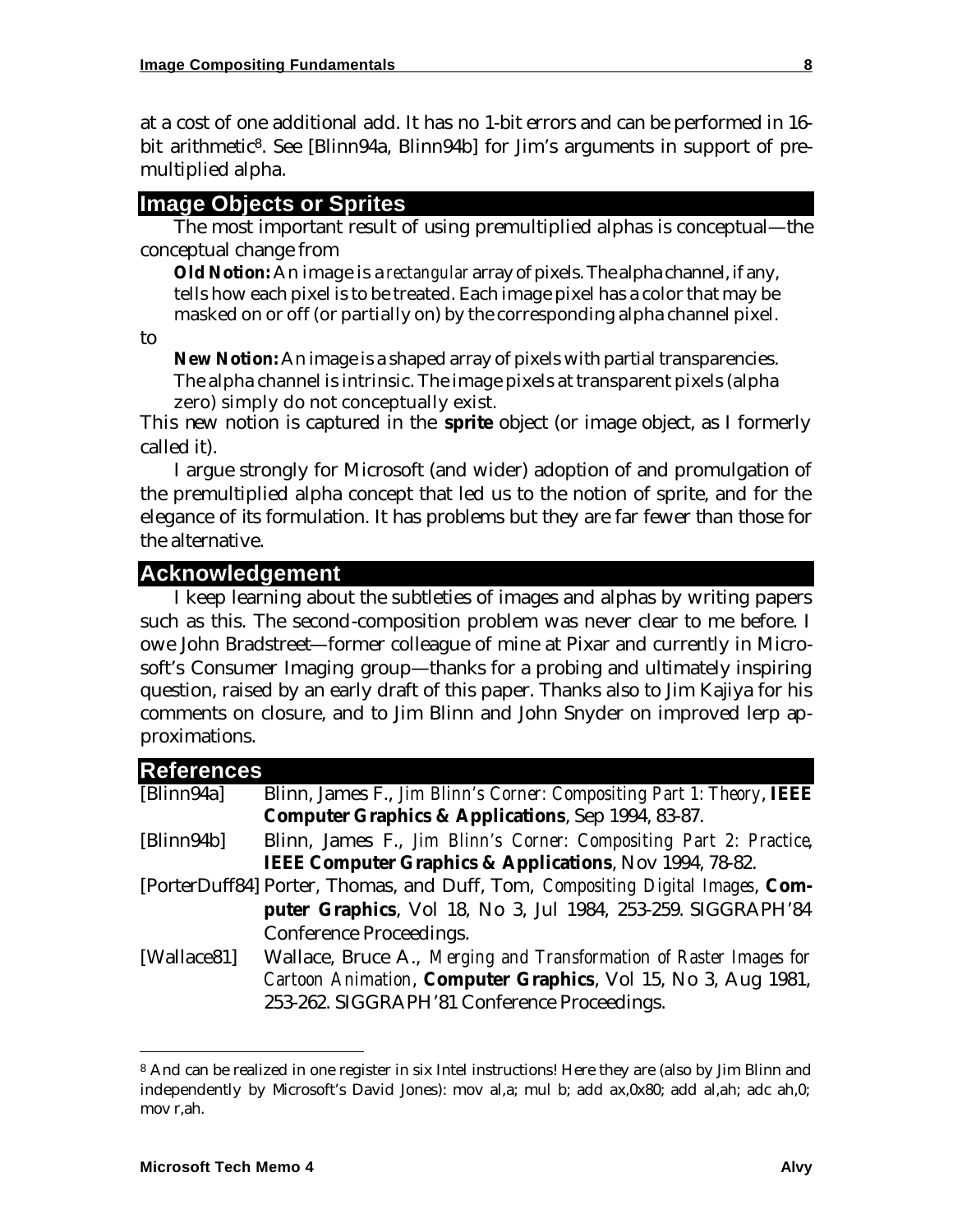at a cost of one additional add. It has no 1-bit errors and can be performed in 16-bit arithmetic[8]. See [Blinn94a, Blinn94b] for Jim's arguments in support of premultiplied alpha.

## Image Objects or Sprites

The most important result of using premultiplied alphas is conceptual—the conceptual change from

> **Old Notion:** An image is a *rectangular* array of pixels. The alpha channel, if any, tells how each pixel is to be treated. Each image pixel has a color that may be masked on or off (or partially on) by the corresponding alpha channel pixel.

to

> **New Notion:** An image is a shaped array of pixels with partial transparencies. The alpha channel is intrinsic. The image pixels at transparent pixels (alpha zero) simply do not conceptually exist.

This new notion is captured in the **sprite** object (or image object, as I formerly called it).

I argue strongly for Microsoft (and wider) adoption of and promulgation of the premultiplied alpha concept that led us to the notion of sprite, and for the elegance of its formulation. It has problems but they are far fewer than those for the alternative.

## Acknowledgement

I keep learning about the subtleties of images and alphas by writing papers such as this. The second-composition problem was never clear to me before. I owe John Bradstreet—former colleague of mine at Pixar and currently in Microsoft's Consumer Imaging group—thanks for a probing and ultimately inspiring question, raised by an early draft of this paper. Thanks also to Jim Kajiya for his comments on closure, and to Jim Blinn and John Snyder on improved lerp approximations.

## References

[Blinn94a] Blinn, James F., *Jim Blinn's Corner: Compositing Part 1: Theory*, **IEEE Computer Graphics & Applications**, Sep 1994, 83-87.

[Blinn94b] Blinn, James F., *Jim Blinn's Corner: Compositing Part 2: Practice*, **IEEE Computer Graphics & Applications**, Nov 1994, 78-82.

[PorterDuff84] Porter, Thomas, and Duff, Tom, *Compositing Digital Images*, **Computer Graphics**, Vol 18, No 3, Jul 1984, 253-259. SIGGRAPH'84 Conference Proceedings.

[Wallace81] Wallace, Bruce A., *Merging and Transformation of Raster Images for Cartoon Animation*, **Computer Graphics**, Vol 15, No 3, Aug 1981, 253-262. SIGGRAPH'81 Conference Proceedings.

---

[8] And can be realized in one register in six Intel instructions! Here they are (also by Jim Blinn and independently by Microsoft's David Jones): mov al,a; mul b; add ax,0x80; add al,ah; adc ah,0; mov r,ah.